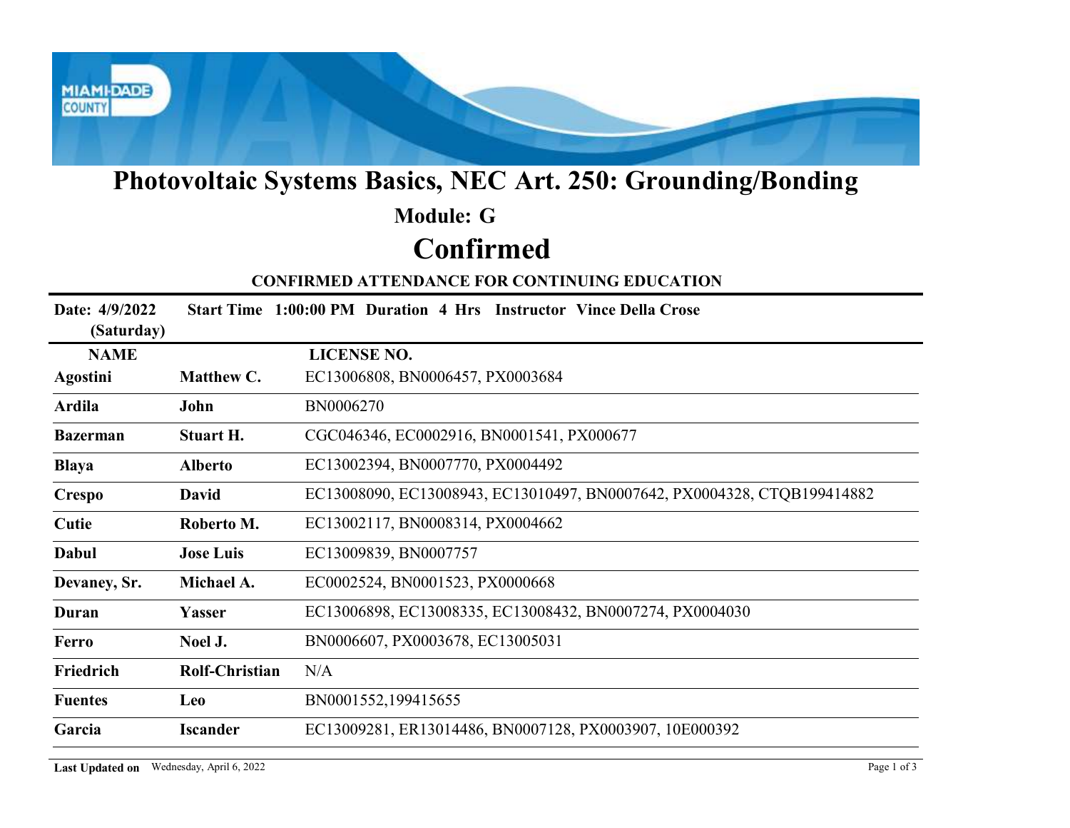# Photovoltaic Systems Basics, NEC Art. 250: Grounding/Bonding

## Module: G

# Confirmed

### CONFIRMED ATTENDANCE FOR CONTINUING EDUCATION

**Date: 4/9/2022 (Saturday)** **Start Time** 1:00:00 PM **Duration** 4 Hrs **Instructor** Vince Della Crose

| NAME | | LICENSE NO. |
|---|---|---|
| **Agostini** | **Matthew C.** | EC13006808, BN0006457, PX0003684 |
| **Ardila** | **John** | BN0006270 |
| **Bazerman** | **Stuart H.** | CGC046346, EC0002916, BN0001541, PX000677 |
| **Blaya** | **Alberto** | EC13002394, BN0007770, PX0004492 |
| **Crespo** | **David** | EC13008090, EC13008943, EC13010497, BN0007642, PX0004328, CTQB199414882 |
| **Cutie** | **Roberto M.** | EC13002117, BN0008314, PX0004662 |
| **Dabul** | **Jose Luis** | EC13009839, BN0007757 |
| **Devaney, Sr.** | **Michael A.** | EC0002524, BN0001523, PX0000668 |
| **Duran** | **Yasser** | EC13006898, EC13008335, EC13008432, BN0007274, PX0004030 |
| **Ferro** | **Noel J.** | BN0006607, PX0003678, EC13005031 |
| **Friedrich** | **Rolf-Christian** | N/A |
| **Fuentes** | **Leo** | BN0001552,199415655 |
| **Garcia** | **Iscander** | EC13009281, ER13014486, BN0007128, PX0003907, 10E000392 |

**Last Updated on** Wednesday, April 6, 2022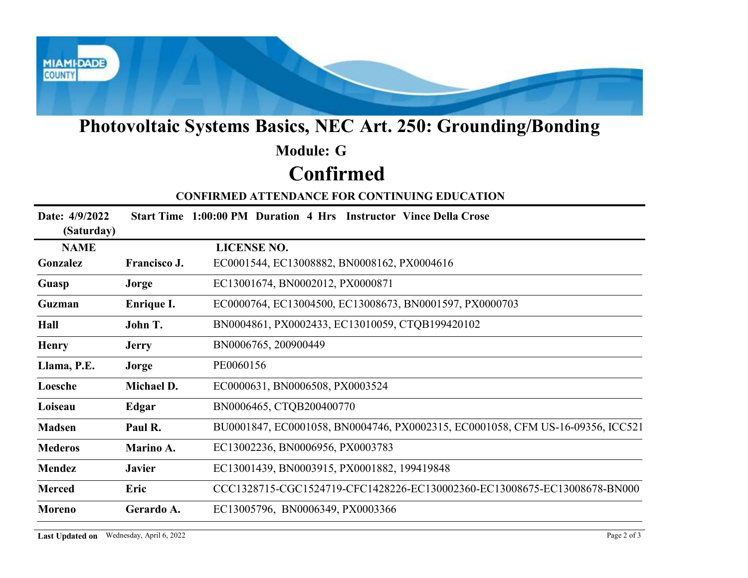# Photovoltaic Systems Basics, NEC Art. 250: Grounding/Bonding

## Module: G

## Confirmed

### CONFIRMED ATTENDANCE FOR CONTINUING EDUCATION

**Date: 4/9/2022 (Saturday)** **Start Time** 1:00:00 PM **Duration** 4 Hrs **Instructor** Vince Della Crose

| NAME | | LICENSE NO. |
|---|---|---|
| **Gonzalez** | **Francisco J.** | EC0001544, EC13008882, BN0008162, PX0004616 |
| **Guasp** | **Jorge** | EC13001674, BN0002012, PX0000871 |
| **Guzman** | **Enrique I.** | EC0000764, EC13004500, EC13008673, BN0001597, PX0000703 |
| **Hall** | **John T.** | BN0004861, PX0002433, EC13010059, CTQB199420102 |
| **Henry** | **Jerry** | BN0006765, 200900449 |
| **Llama, P.E.** | **Jorge** | PE0060156 |
| **Loesche** | **Michael D.** | EC0000631, BN0006508, PX0003524 |
| **Loiseau** | **Edgar** | BN0006465, CTQB200400770 |
| **Madsen** | **Paul R.** | BU0001847, EC0001058, BN0004746, PX0002315, EC0001058, CFM US-16-09356, ICC521 |
| **Mederos** | **Marino A.** | EC13002236, BN0006956, PX0003783 |
| **Mendez** | **Javier** | EC13001439, BN0003915, PX0001882, 199419848 |
| **Merced** | **Eric** | CCC1328715-CGC1524719-CFC1428226-EC130002360-EC13008675-EC13008678-BN000 |
| **Moreno** | **Gerardo A.** | EC13005796, BN0006349, PX0003366 |

**Last Updated on** Wednesday, April 6, 2022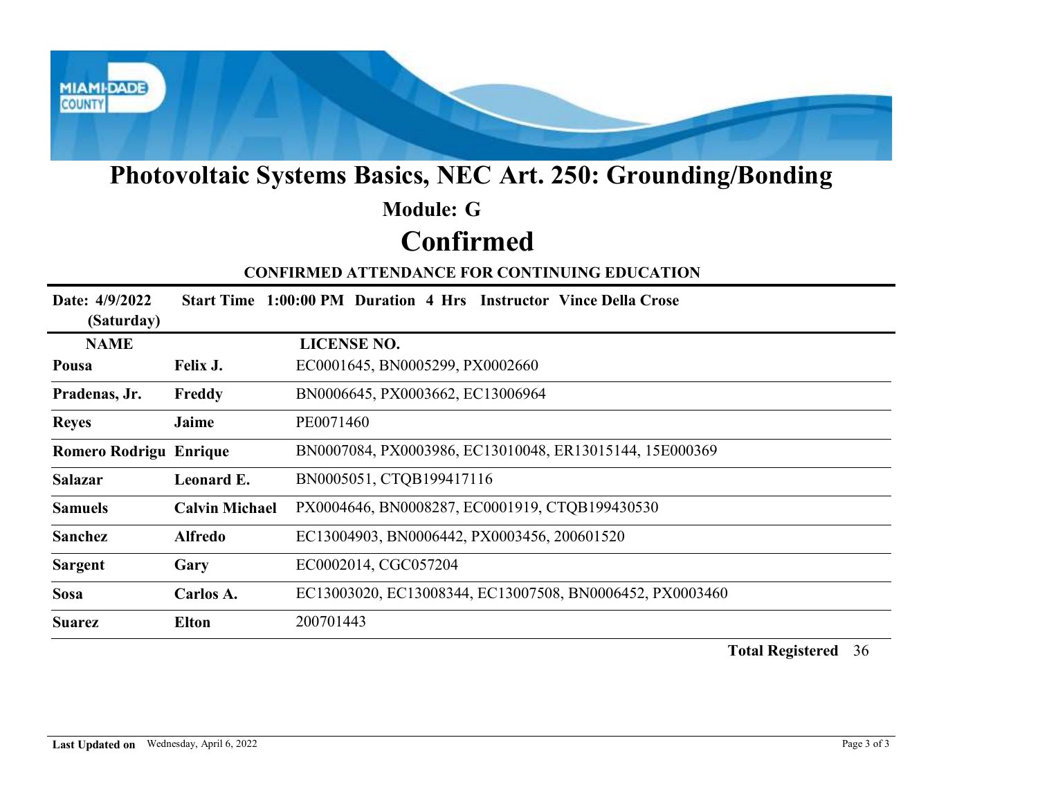# Photovoltaic Systems Basics, NEC Art. 250: Grounding/Bonding

## Module: G

## Confirmed

### CONFIRMED ATTENDANCE FOR CONTINUING EDUCATION

**Date: 4/9/2022 (Saturday)** **Start Time** 1:00:00 PM **Duration** 4 Hrs **Instructor** Vince Della Crose

| NAME | | LICENSE NO. |
|---|---|---|
| **Pousa** | **Felix J.** | EC0001645, BN0005299, PX0002660 |
| **Pradenas, Jr.** | **Freddy** | BN0006645, PX0003662, EC13006964 |
| **Reyes** | **Jaime** | PE0071460 |
| **Romero Rodrigu** | **Enrique** | BN0007084, PX0003986, EC13010048, ER13015144, 15E000369 |
| **Salazar** | **Leonard E.** | BN0005051, CTQB199417116 |
| **Samuels** | **Calvin Michael** | PX0004646, BN0008287, EC0001919, CTQB199430530 |
| **Sanchez** | **Alfredo** | EC13004903, BN0006442, PX0003456, 200601520 |
| **Sargent** | **Gary** | EC0002014, CGC057204 |
| **Sosa** | **Carlos A.** | EC13003020, EC13008344, EC13007508, BN0006452, PX0003460 |
| **Suarez** | **Elton** | 200701443 |

**Total Registered** 36

**Last Updated on** Wednesday, April 6, 2022